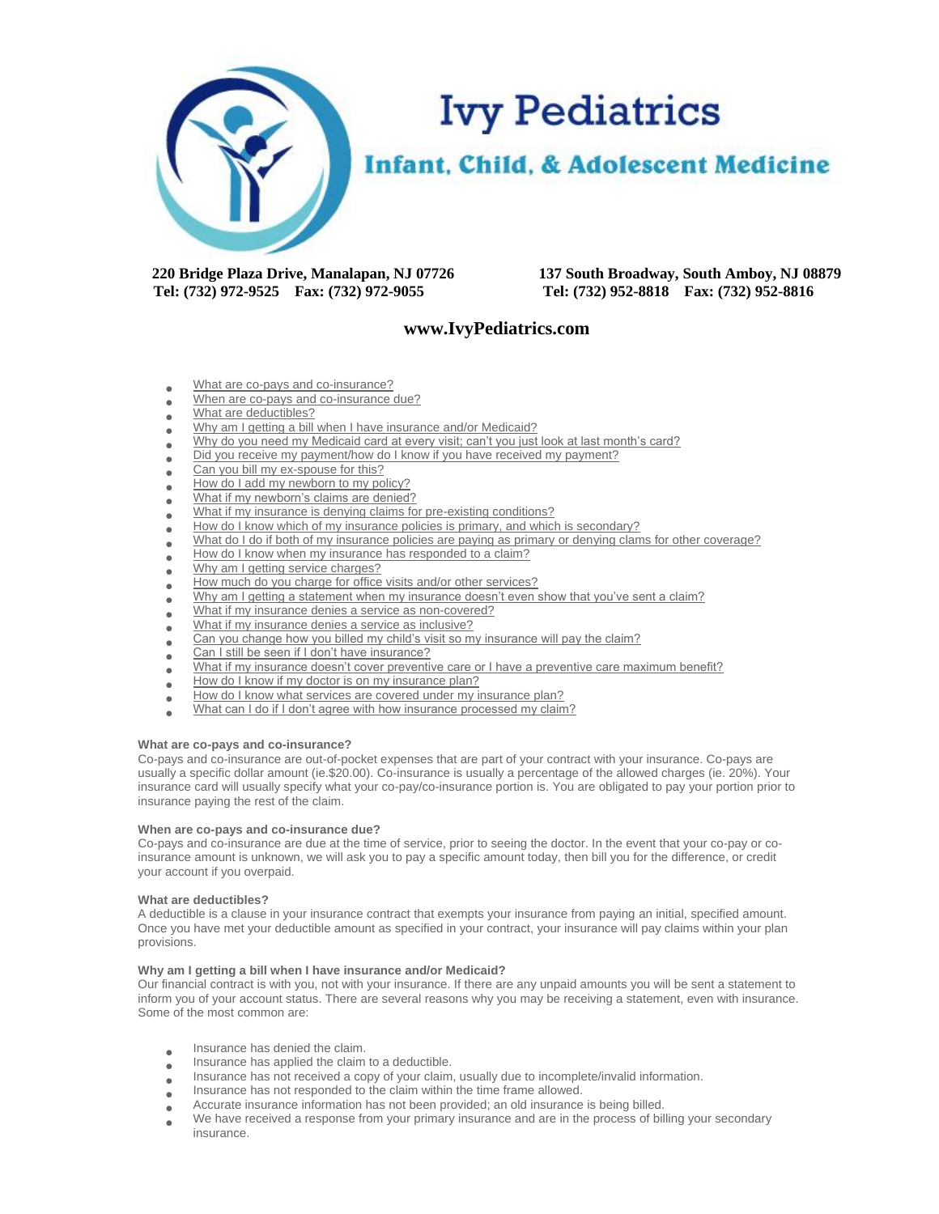# Ivy Pediatrics

## Infant, Child, & Adolescent Medicine

**220 Bridge Plaza Drive, Manalapan, NJ 07726**
**Tel: (732) 972-9525 Fax: (732) 972-9055**

**137 South Broadway, South Amboy, NJ 08879**
**Tel: (732) 952-8818 Fax: (732) 952-8816**

**www.IvyPediatrics.com**

- What are co-pays and co-insurance?
- When are co-pays and co-insurance due?
- What are deductibles?
- Why am I getting a bill when I have insurance and/or Medicaid?
- Why do you need my Medicaid card at every visit; can't you just look at last month's card?
- Did you receive my payment/how do I know if you have received my payment?
- Can you bill my ex-spouse for this?
- How do I add my newborn to my policy?
- What if my newborn's claims are denied?
- What if my insurance is denying claims for pre-existing conditions?
- How do I know which of my insurance policies is primary, and which is secondary?
- What do I do if both of my insurance policies are paying as primary or denying clams for other coverage?
- How do I know when my insurance has responded to a claim?
- Why am I getting service charges?
- How much do you charge for office visits and/or other services?
- Why am I getting a statement when my insurance doesn't even show that you've sent a claim?
- What if my insurance denies a service as non-covered?
- What if my insurance denies a service as inclusive?
- Can you change how you billed my child's visit so my insurance will pay the claim?
- Can I still be seen if I don't have insurance?
- What if my insurance doesn't cover preventive care or I have a preventive care maximum benefit?
- How do I know if my doctor is on my insurance plan?
- How do I know what services are covered under my insurance plan?
- What can I do if I don't agree with how insurance processed my claim?

**What are co-pays and co-insurance?**
Co-pays and co-insurance are out-of-pocket expenses that are part of your contract with your insurance. Co-pays are usually a specific dollar amount (ie.$20.00). Co-insurance is usually a percentage of the allowed charges (ie. 20%). Your insurance card will usually specify what your co-pay/co-insurance portion is. You are obligated to pay your portion prior to insurance paying the rest of the claim.

**When are co-pays and co-insurance due?**
Co-pays and co-insurance are due at the time of service, prior to seeing the doctor. In the event that your co-pay or co-insurance amount is unknown, we will ask you to pay a specific amount today, then bill you for the difference, or credit your account if you overpaid.

**What are deductibles?**
A deductible is a clause in your insurance contract that exempts your insurance from paying an initial, specified amount. Once you have met your deductible amount as specified in your contract, your insurance will pay claims within your plan provisions.

**Why am I getting a bill when I have insurance and/or Medicaid?**
Our financial contract is with you, not with your insurance. If there are any unpaid amounts you will be sent a statement to inform you of your account status. There are several reasons why you may be receiving a statement, even with insurance. Some of the most common are:

- Insurance has denied the claim.
- Insurance has applied the claim to a deductible.
- Insurance has not received a copy of your claim, usually due to incomplete/invalid information.
- Insurance has not responded to the claim within the time frame allowed.
- Accurate insurance information has not been provided; an old insurance is being billed.
- We have received a response from your primary insurance and are in the process of billing your secondary insurance.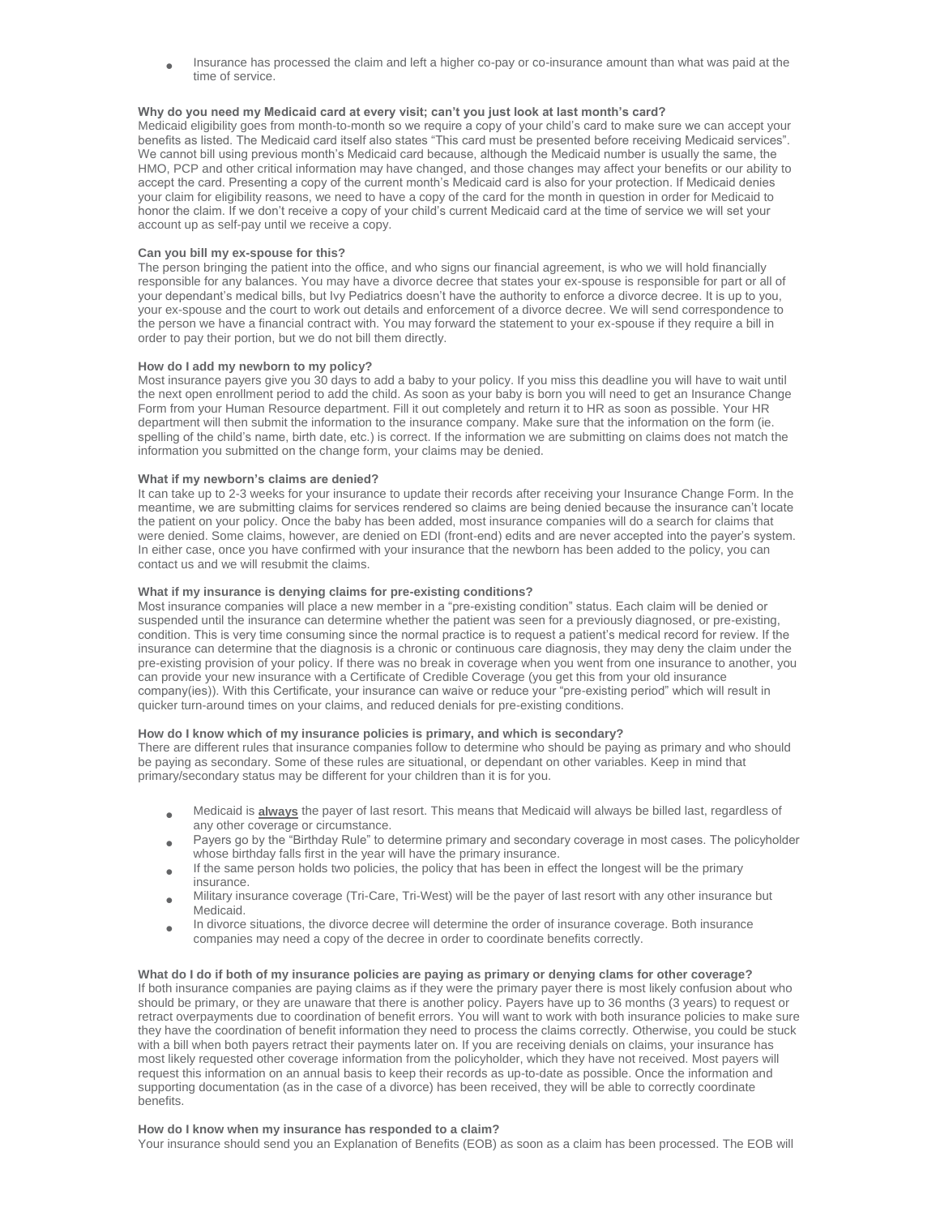- Insurance has processed the claim and left a higher co-pay or co-insurance amount than what was paid at the time of service.

**Why do you need my Medicaid card at every visit; can't you just look at last month's card?**

Medicaid eligibility goes from month-to-month so we require a copy of your child's card to make sure we can accept your benefits as listed. The Medicaid card itself also states "This card must be presented before receiving Medicaid services". We cannot bill using previous month's Medicaid card because, although the Medicaid number is usually the same, the HMO, PCP and other critical information may have changed, and those changes may affect your benefits or our ability to accept the card. Presenting a copy of the current month's Medicaid card is also for your protection. If Medicaid denies your claim for eligibility reasons, we need to have a copy of the card for the month in question in order for Medicaid to honor the claim. If we don't receive a copy of your child's current Medicaid card at the time of service we will set your account up as self-pay until we receive a copy.

**Can you bill my ex-spouse for this?**

The person bringing the patient into the office, and who signs our financial agreement, is who we will hold financially responsible for any balances. You may have a divorce decree that states your ex-spouse is responsible for part or all of your dependant's medical bills, but Ivy Pediatrics doesn't have the authority to enforce a divorce decree. It is up to you, your ex-spouse and the court to work out details and enforcement of a divorce decree. We will send correspondence to the person we have a financial contract with. You may forward the statement to your ex-spouse if they require a bill in order to pay their portion, but we do not bill them directly.

**How do I add my newborn to my policy?**

Most insurance payers give you 30 days to add a baby to your policy. If you miss this deadline you will have to wait until the next open enrollment period to add the child. As soon as your baby is born you will need to get an Insurance Change Form from your Human Resource department. Fill it out completely and return it to HR as soon as possible. Your HR department will then submit the information to the insurance company. Make sure that the information on the form (ie. spelling of the child's name, birth date, etc.) is correct. If the information we are submitting on claims does not match the information you submitted on the change form, your claims may be denied.

**What if my newborn's claims are denied?**

It can take up to 2-3 weeks for your insurance to update their records after receiving your Insurance Change Form. In the meantime, we are submitting claims for services rendered so claims are being denied because the insurance can't locate the patient on your policy. Once the baby has been added, most insurance companies will do a search for claims that were denied. Some claims, however, are denied on EDI (front-end) edits and are never accepted into the payer's system. In either case, once you have confirmed with your insurance that the newborn has been added to the policy, you can contact us and we will resubmit the claims.

**What if my insurance is denying claims for pre-existing conditions?**

Most insurance companies will place a new member in a "pre-existing condition" status. Each claim will be denied or suspended until the insurance can determine whether the patient was seen for a previously diagnosed, or pre-existing, condition. This is very time consuming since the normal practice is to request a patient's medical record for review. If the insurance can determine that the diagnosis is a chronic or continuous care diagnosis, they may deny the claim under the pre-existing provision of your policy. If there was no break in coverage when you went from one insurance to another, you can provide your new insurance with a Certificate of Credible Coverage (you get this from your old insurance company(ies)). With this Certificate, your insurance can waive or reduce your "pre-existing period" which will result in quicker turn-around times on your claims, and reduced denials for pre-existing conditions.

**How do I know which of my insurance policies is primary, and which is secondary?**

There are different rules that insurance companies follow to determine who should be paying as primary and who should be paying as secondary. Some of these rules are situational, or dependant on other variables. Keep in mind that primary/secondary status may be different for your children than it is for you.

- Medicaid is **always** the payer of last resort. This means that Medicaid will always be billed last, regardless of any other coverage or circumstance.
- Payers go by the "Birthday Rule" to determine primary and secondary coverage in most cases. The policyholder whose birthday falls first in the year will have the primary insurance.
- If the same person holds two policies, the policy that has been in effect the longest will be the primary insurance.
- Military insurance coverage (Tri-Care, Tri-West) will be the payer of last resort with any other insurance but Medicaid.
- In divorce situations, the divorce decree will determine the order of insurance coverage. Both insurance companies may need a copy of the decree in order to coordinate benefits correctly.

**What do I do if both of my insurance policies are paying as primary or denying clams for other coverage?**

If both insurance companies are paying claims as if they were the primary payer there is most likely confusion about who should be primary, or they are unaware that there is another policy. Payers have up to 36 months (3 years) to request or retract overpayments due to coordination of benefit errors. You will want to work with both insurance policies to make sure they have the coordination of benefit information they need to process the claims correctly. Otherwise, you could be stuck with a bill when both payers retract their payments later on. If you are receiving denials on claims, your insurance has most likely requested other coverage information from the policyholder, which they have not received. Most payers will request this information on an annual basis to keep their records as up-to-date as possible. Once the information and supporting documentation (as in the case of a divorce) has been received, they will be able to correctly coordinate benefits.

**How do I know when my insurance has responded to a claim?**

Your insurance should send you an Explanation of Benefits (EOB) as soon as a claim has been processed. The EOB will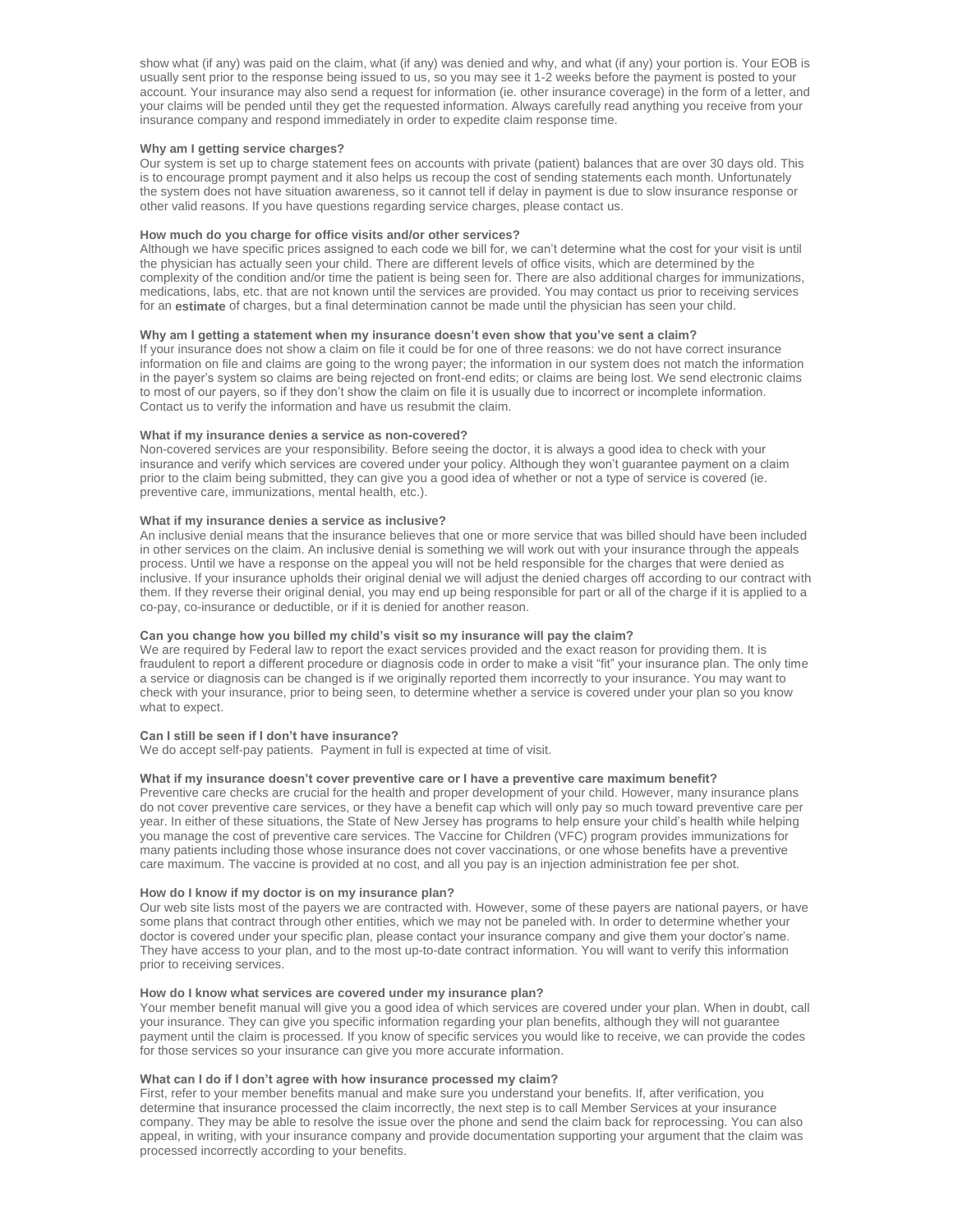show what (if any) was paid on the claim, what (if any) was denied and why, and what (if any) your portion is. Your EOB is usually sent prior to the response being issued to us, so you may see it 1-2 weeks before the payment is posted to your account. Your insurance may also send a request for information (ie. other insurance coverage) in the form of a letter, and your claims will be pended until they get the requested information. Always carefully read anything you receive from your insurance company and respond immediately in order to expedite claim response time.

**Why am I getting service charges?**

Our system is set up to charge statement fees on accounts with private (patient) balances that are over 30 days old. This is to encourage prompt payment and it also helps us recoup the cost of sending statements each month. Unfortunately the system does not have situation awareness, so it cannot tell if delay in payment is due to slow insurance response or other valid reasons. If you have questions regarding service charges, please contact us.

**How much do you charge for office visits and/or other services?**

Although we have specific prices assigned to each code we bill for, we can't determine what the cost for your visit is until the physician has actually seen your child. There are different levels of office visits, which are determined by the complexity of the condition and/or time the patient is being seen for. There are also additional charges for immunizations, medications, labs, etc. that are not known until the services are provided. You may contact us prior to receiving services for an **estimate** of charges, but a final determination cannot be made until the physician has seen your child.

**Why am I getting a statement when my insurance doesn't even show that you've sent a claim?**

If your insurance does not show a claim on file it could be for one of three reasons: we do not have correct insurance information on file and claims are going to the wrong payer; the information in our system does not match the information in the payer's system so claims are being rejected on front-end edits; or claims are being lost. We send electronic claims to most of our payers, so if they don't show the claim on file it is usually due to incorrect or incomplete information. Contact us to verify the information and have us resubmit the claim.

**What if my insurance denies a service as non-covered?**

Non-covered services are your responsibility. Before seeing the doctor, it is always a good idea to check with your insurance and verify which services are covered under your policy. Although they won't guarantee payment on a claim prior to the claim being submitted, they can give you a good idea of whether or not a type of service is covered (ie. preventive care, immunizations, mental health, etc.).

**What if my insurance denies a service as inclusive?**

An inclusive denial means that the insurance believes that one or more service that was billed should have been included in other services on the claim. An inclusive denial is something we will work out with your insurance through the appeals process. Until we have a response on the appeal you will not be held responsible for the charges that were denied as inclusive. If your insurance upholds their original denial we will adjust the denied charges off according to our contract with them. If they reverse their original denial, you may end up being responsible for part or all of the charge if it is applied to a co-pay, co-insurance or deductible, or if it is denied for another reason.

**Can you change how you billed my child's visit so my insurance will pay the claim?**

We are required by Federal law to report the exact services provided and the exact reason for providing them. It is fraudulent to report a different procedure or diagnosis code in order to make a visit "fit" your insurance plan. The only time a service or diagnosis can be changed is if we originally reported them incorrectly to your insurance. You may want to check with your insurance, prior to being seen, to determine whether a service is covered under your plan so you know what to expect.

**Can I still be seen if I don't have insurance?**

We do accept self-pay patients. Payment in full is expected at time of visit.

**What if my insurance doesn't cover preventive care or I have a preventive care maximum benefit?**

Preventive care checks are crucial for the health and proper development of your child. However, many insurance plans do not cover preventive care services, or they have a benefit cap which will only pay so much toward preventive care per year. In either of these situations, the State of New Jersey has programs to help ensure your child's health while helping you manage the cost of preventive care services. The Vaccine for Children (VFC) program provides immunizations for many patients including those whose insurance does not cover vaccinations, or one whose benefits have a preventive care maximum. The vaccine is provided at no cost, and all you pay is an injection administration fee per shot.

**How do I know if my doctor is on my insurance plan?**

Our web site lists most of the payers we are contracted with. However, some of these payers are national payers, or have some plans that contract through other entities, which we may not be paneled with. In order to determine whether your doctor is covered under your specific plan, please contact your insurance company and give them your doctor's name. They have access to your plan, and to the most up-to-date contract information. You will want to verify this information prior to receiving services.

**How do I know what services are covered under my insurance plan?**

Your member benefit manual will give you a good idea of which services are covered under your plan. When in doubt, call your insurance. They can give you specific information regarding your plan benefits, although they will not guarantee payment until the claim is processed. If you know of specific services you would like to receive, we can provide the codes for those services so your insurance can give you more accurate information.

**What can I do if I don't agree with how insurance processed my claim?**

First, refer to your member benefits manual and make sure you understand your benefits. If, after verification, you determine that insurance processed the claim incorrectly, the next step is to call Member Services at your insurance company. They may be able to resolve the issue over the phone and send the claim back for reprocessing. You can also appeal, in writing, with your insurance company and provide documentation supporting your argument that the claim was processed incorrectly according to your benefits.